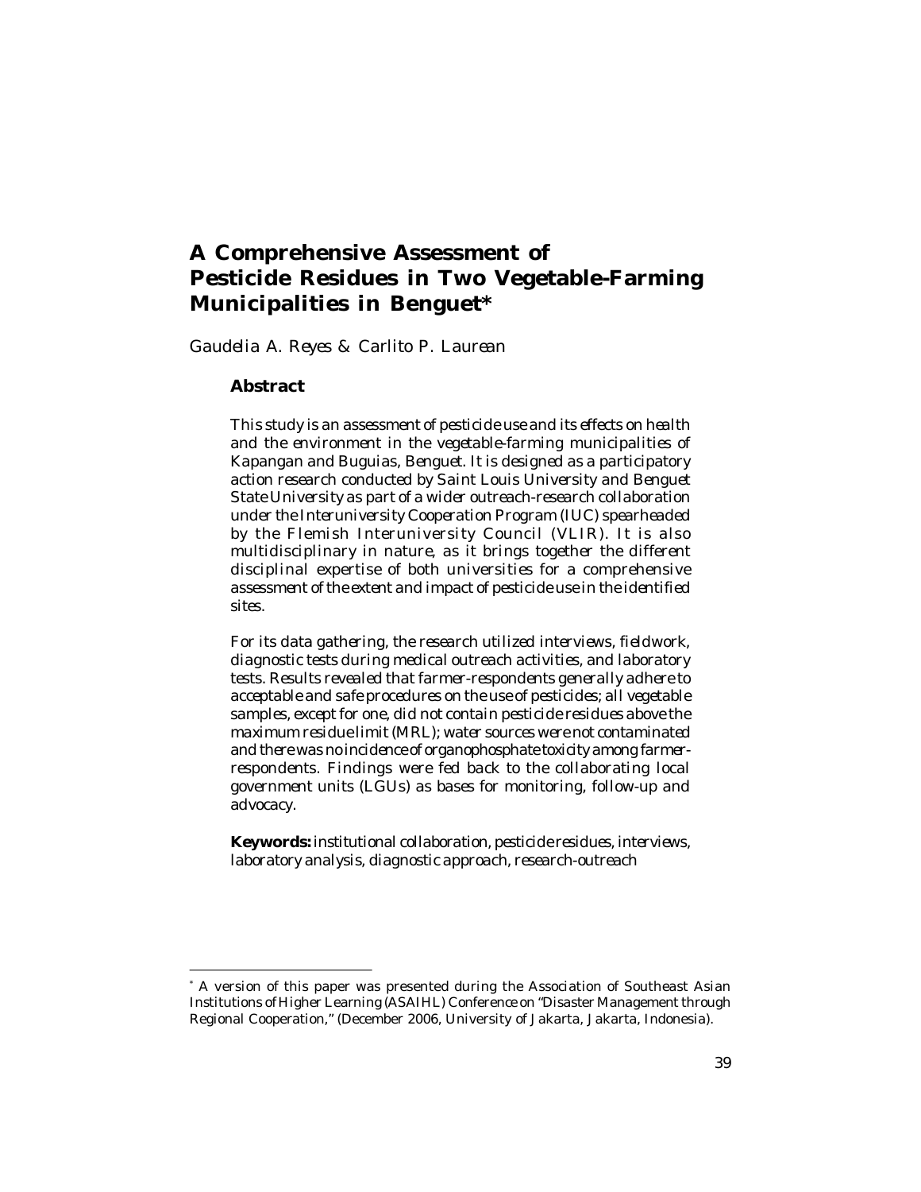# A Comprehensive Assessment of Pesticide Residues in Two Vegetable-Farming Municipalities in Benguet*

*Gaudelia A. Reyes & Carlito P. Laurean*

## Abstract

*This study is an assessment of pesticide use and its effects on health and the environment in the vegetable-farming municipalities of Kapangan and Buguias, Benguet. It is designed as a participatory action research conducted by Saint Louis University and Benguet State University as part of a wider outreach-research collaboration under the Interuniversity Cooperation Program (IUC) spearheaded by the Flemish Interuniversity Council (VLIR). It is also multidisciplinary in nature, as it brings together the different disciplinal expertise of both universities for a comprehensive assessment of the extent and impact of pesticide use in the identified sites.*

*For its data gathering, the research utilized interviews, fieldwork, diagnostic tests during medical outreach activities, and laboratory tests. Results revealed that farmer-respondents generally adhere to acceptable and safe procedures on the use of pesticides; all vegetable samples, except for one, did not contain pesticide residues above the maximum residue limit (MRL); water sources were not contaminated and there was no incidence of organophosphate toxicity among farmer-respondents. Findings were fed back to the collaborating local government units (LGUs) as bases for monitoring, follow-up and advocacy.*

**Keywords:** *institutional collaboration, pesticide residues, interviews, laboratory analysis, diagnostic approach, research-outreach*

---

* A version of this paper was presented during the Association of Southeast Asian Institutions of Higher Learning (ASAIHL) Conference on "Disaster Management through Regional Cooperation," (December 2006, University of Jakarta, Jakarta, Indonesia).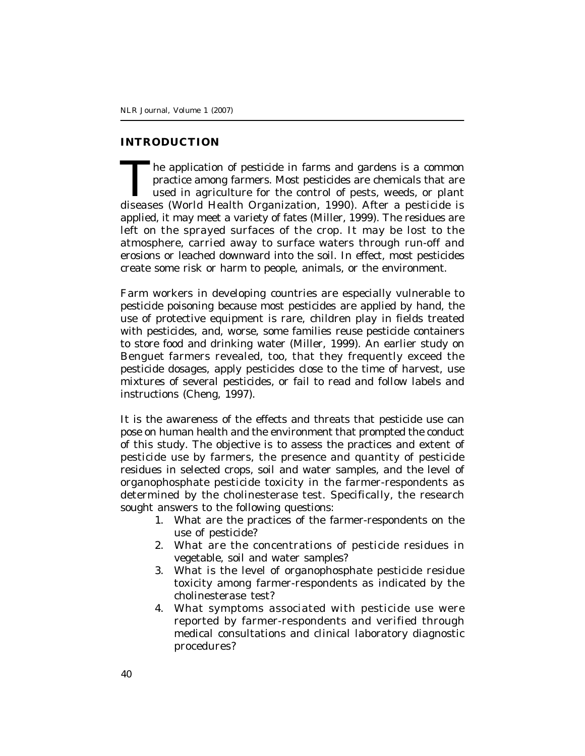## INTRODUCTION

The application of pesticide in farms and gardens is a common practice among farmers. Most pesticides are chemicals that are used in agriculture for the control of pests, weeds, or plant diseases (World Health Organization, 1990). After a pesticide is applied, it may meet a variety of fates (Miller, 1999). The residues are left on the sprayed surfaces of the crop. It may be lost to the atmosphere, carried away to surface waters through run-off and erosions or leached downward into the soil. In effect, most pesticides create some risk or harm to people, animals, or the environment.

Farm workers in developing countries are especially vulnerable to pesticide poisoning because most pesticides are applied by hand, the use of protective equipment is rare, children play in fields treated with pesticides, and, worse, some families reuse pesticide containers to store food and drinking water (Miller, 1999). An earlier study on Benguet farmers revealed, too, that they frequently exceed the pesticide dosages, apply pesticides close to the time of harvest, use mixtures of several pesticides, or fail to read and follow labels and instructions (Cheng, 1997).

It is the awareness of the effects and threats that pesticide use can pose on human health and the environment that prompted the conduct of this study. The objective is to assess the practices and extent of pesticide use by farmers, the presence and quantity of pesticide residues in selected crops, soil and water samples, and the level of organophosphate pesticide toxicity in the farmer-respondents as determined by the cholinesterase test. Specifically, the research sought answers to the following questions:

1. What are the practices of the farmer-respondents on the use of pesticide?
2. What are the concentrations of pesticide residues in vegetable, soil and water samples?
3. What is the level of organophosphate pesticide residue toxicity among farmer-respondents as indicated by the cholinesterase test?
4. What symptoms associated with pesticide use were reported by farmer-respondents and verified through medical consultations and clinical laboratory diagnostic procedures?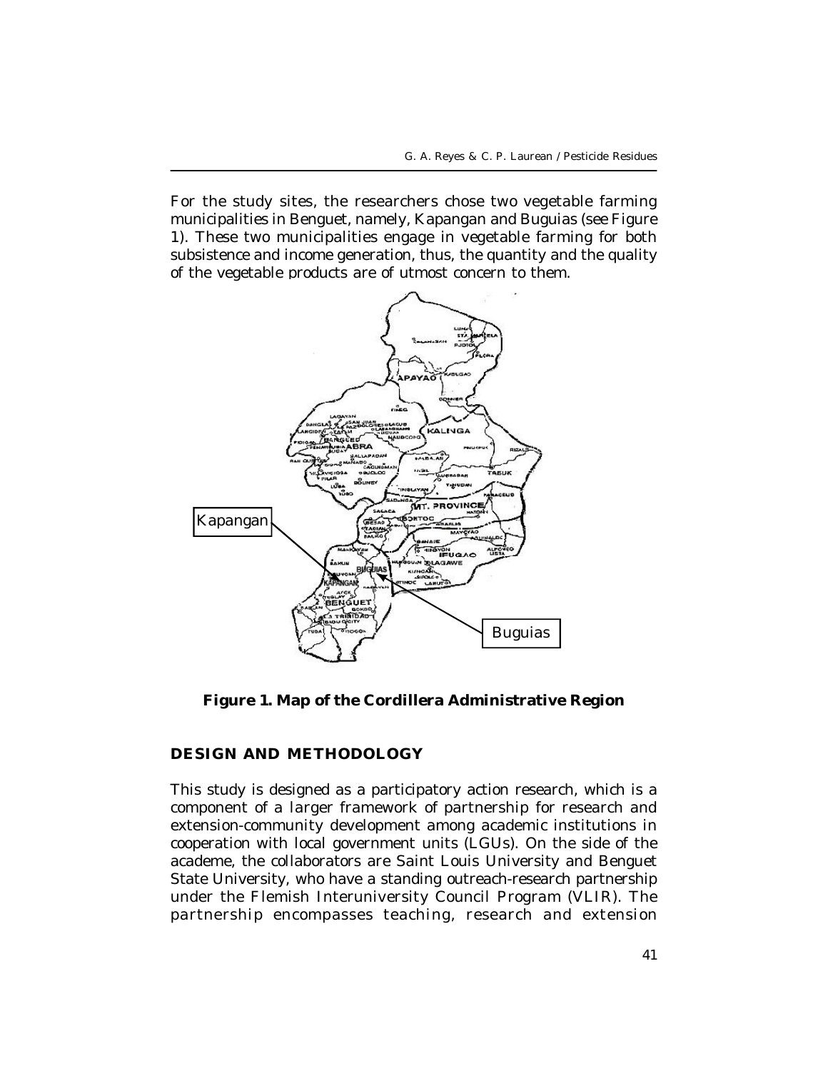For the study sites, the researchers chose two vegetable farming municipalities in Benguet, namely, Kapangan and Buguias (see Figure 1). These two municipalities engage in vegetable farming for both subsistence and income generation, thus, the quantity and the quality of the vegetable products are of utmost concern to them.

**Figure 1. Map of the Cordillera Administrative Region**

## DESIGN AND METHODOLOGY

This study is designed as a participatory action research, which is a component of a larger framework of partnership for research and extension-community development among academic institutions in cooperation with local government units (LGUs). On the side of the academe, the collaborators are Saint Louis University and Benguet State University, who have a standing outreach-research partnership under the Flemish Interuniversity Council Program (VLIR). The partnership encompasses teaching, research and extension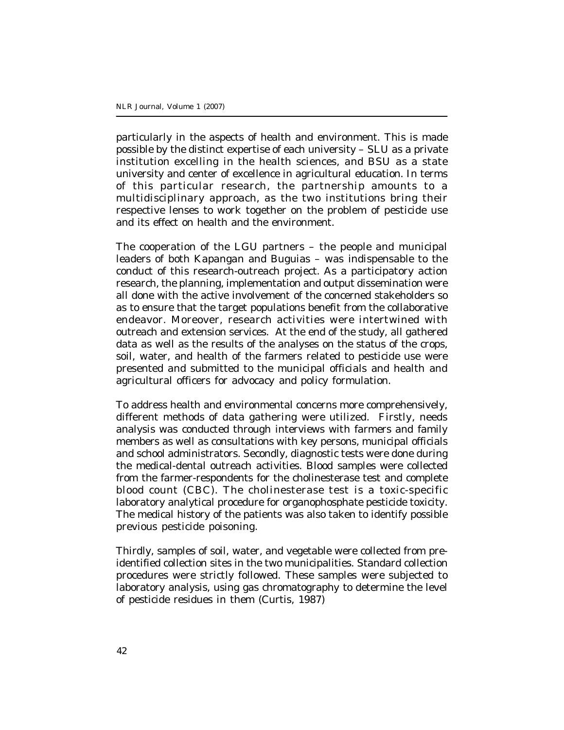particularly in the aspects of health and environment. This is made possible by the distinct expertise of each university – SLU as a private institution excelling in the health sciences, and BSU as a state university and center of excellence in agricultural education. In terms of this particular research, the partnership amounts to a multidisciplinary approach, as the two institutions bring their respective lenses to work together on the problem of pesticide use and its effect on health and the environment.

The cooperation of the LGU partners – the people and municipal leaders of both Kapangan and Buguias – was indispensable to the conduct of this research-outreach project. As a participatory action research, the planning, implementation and output dissemination were all done with the active involvement of the concerned stakeholders so as to ensure that the target populations benefit from the collaborative endeavor. Moreover, research activities were intertwined with outreach and extension services. At the end of the study, all gathered data as well as the results of the analyses on the status of the crops, soil, water, and health of the farmers related to pesticide use were presented and submitted to the municipal officials and health and agricultural officers for advocacy and policy formulation.

To address health and environmental concerns more comprehensively, different methods of data gathering were utilized. Firstly, needs analysis was conducted through interviews with farmers and family members as well as consultations with key persons, municipal officials and school administrators. Secondly, diagnostic tests were done during the medical-dental outreach activities. Blood samples were collected from the farmer-respondents for the cholinesterase test and complete blood count (CBC). The cholinesterase test is a toxic-specific laboratory analytical procedure for organophosphate pesticide toxicity. The medical history of the patients was also taken to identify possible previous pesticide poisoning.

Thirdly, samples of soil, water, and vegetable were collected from pre-identified collection sites in the two municipalities. Standard collection procedures were strictly followed. These samples were subjected to laboratory analysis, using gas chromatography to determine the level of pesticide residues in them (Curtis, 1987)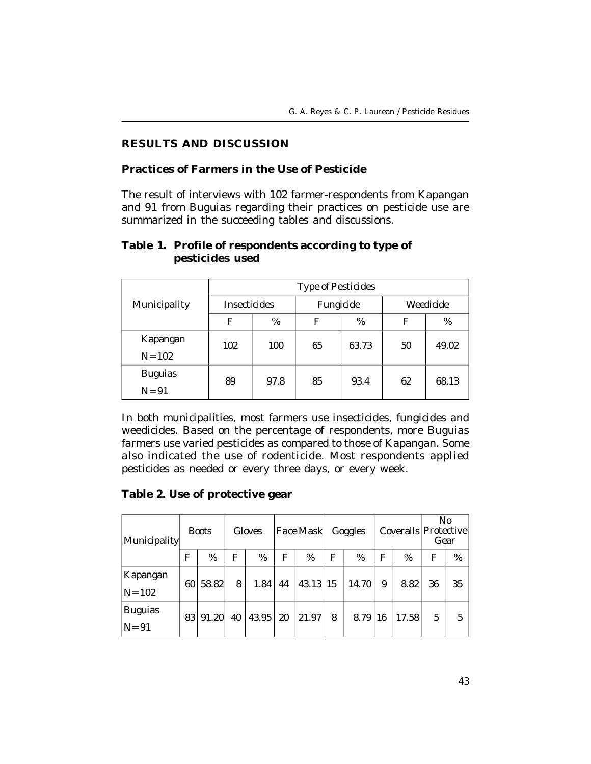## RESULTS AND DISCUSSION

### Practices of Farmers in the Use of Pesticide

The result of interviews with 102 farmer-respondents from Kapangan and 91 from Buguias regarding their practices on pesticide use are summarized in the succeeding tables and discussions.

**Table 1. Profile of respondents according to type of pesticides used**

| Municipality | Type of Pesticides | | | | | |
|---|---|---|---|---|---|---|
| | Insecticides | | Fungicide | | Weedicide | |
| | F | % | F | % | F | % |
| Kapangan N=102 | 102 | 100 | 65 | 63.73 | 50 | 49.02 |
| Buguias N=91 | 89 | 97.8 | 85 | 93.4 | 62 | 68.13 |

In both municipalities, most farmers use insecticides, fungicides and weedicides. Based on the percentage of respondents, more Buguias farmers use varied pesticides as compared to those of Kapangan. Some also indicated the use of rodenticide. Most respondents applied pesticides as needed or every three days, or every week.

**Table 2. Use of protective gear**

| Municipality | Boots | | Gloves | | Face Mask | | Goggles | | Coveralls | | No Protective Gear | |
|---|---|---|---|---|---|---|---|---|---|---|---|---|
| | F | % | F | % | F | % | F | % | F | % | F | % |
| Kapangan N=102 | 60 | 58.82 | 8 | 1.84 | 44 | 43.13 | 15 | 14.70 | 9 | 8.82 | 36 | 35 |
| Buguias N=91 | 83 | 91.20 | 40 | 43.95 | 20 | 21.97 | 8 | 8.79 | 16 | 17.58 | 5 | 5 |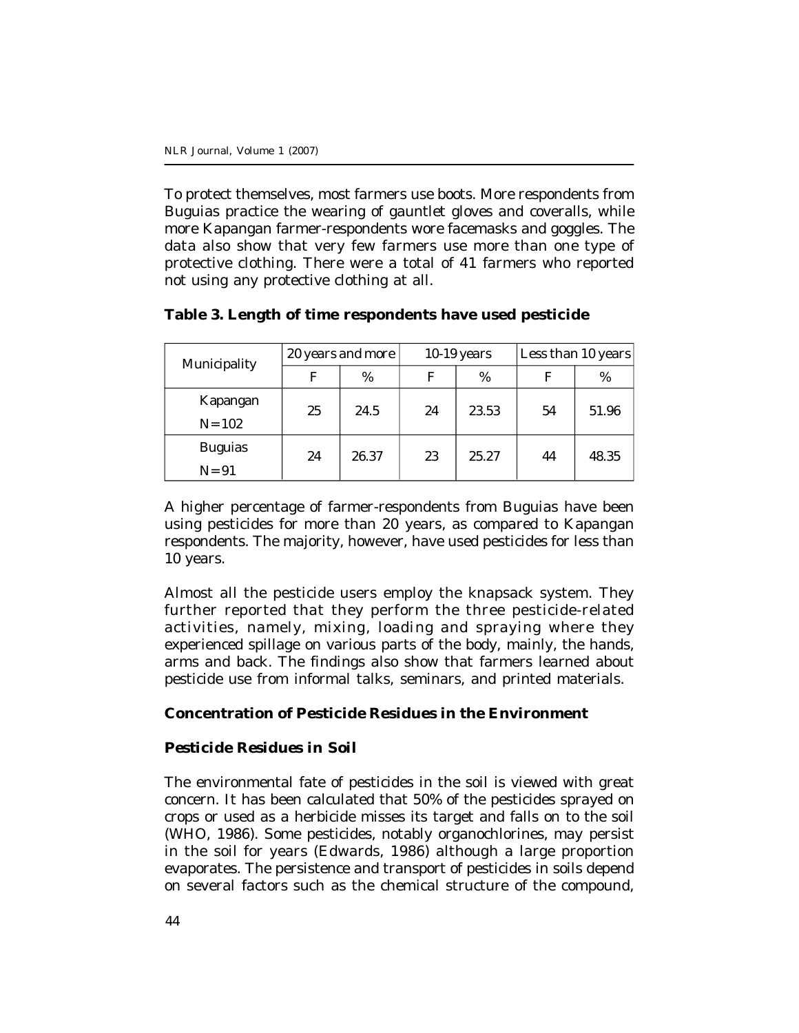To protect themselves, most farmers use boots. More respondents from Buguias practice the wearing of gauntlet gloves and coveralls, while more Kapangan farmer-respondents wore facemasks and goggles. The data also show that very few farmers use more than one type of protective clothing. There were a total of 41 farmers who reported not using any protective clothing at all.

**Table 3. Length of time respondents have used pesticide**

| Municipality | 20 years and more | | 10-19 years | | Less than 10 years | |
|---|---|---|---|---|---|---|
| | F | % | F | % | F | % |
| Kapangan N = 102 | 25 | 24.5 | 24 | 23.53 | 54 | 51.96 |
| Buguias N = 91 | 24 | 26.37 | 23 | 25.27 | 44 | 48.35 |

A higher percentage of farmer-respondents from Buguias have been using pesticides for more than 20 years, as compared to Kapangan respondents. The majority, however, have used pesticides for less than 10 years.

Almost all the pesticide users employ the knapsack system. They further reported that they perform the three pesticide-related activities, namely, mixing, loading and spraying where they experienced spillage on various parts of the body, mainly, the hands, arms and back. The findings also show that farmers learned about pesticide use from informal talks, seminars, and printed materials.

## Concentration of Pesticide Residues in the Environment

### Pesticide Residues in Soil

The environmental fate of pesticides in the soil is viewed with great concern. It has been calculated that 50% of the pesticides sprayed on crops or used as a herbicide misses its target and falls on to the soil (WHO, 1986). Some pesticides, notably organochlorines, may persist in the soil for years (Edwards, 1986) although a large proportion evaporates. The persistence and transport of pesticides in soils depend on several factors such as the chemical structure of the compound,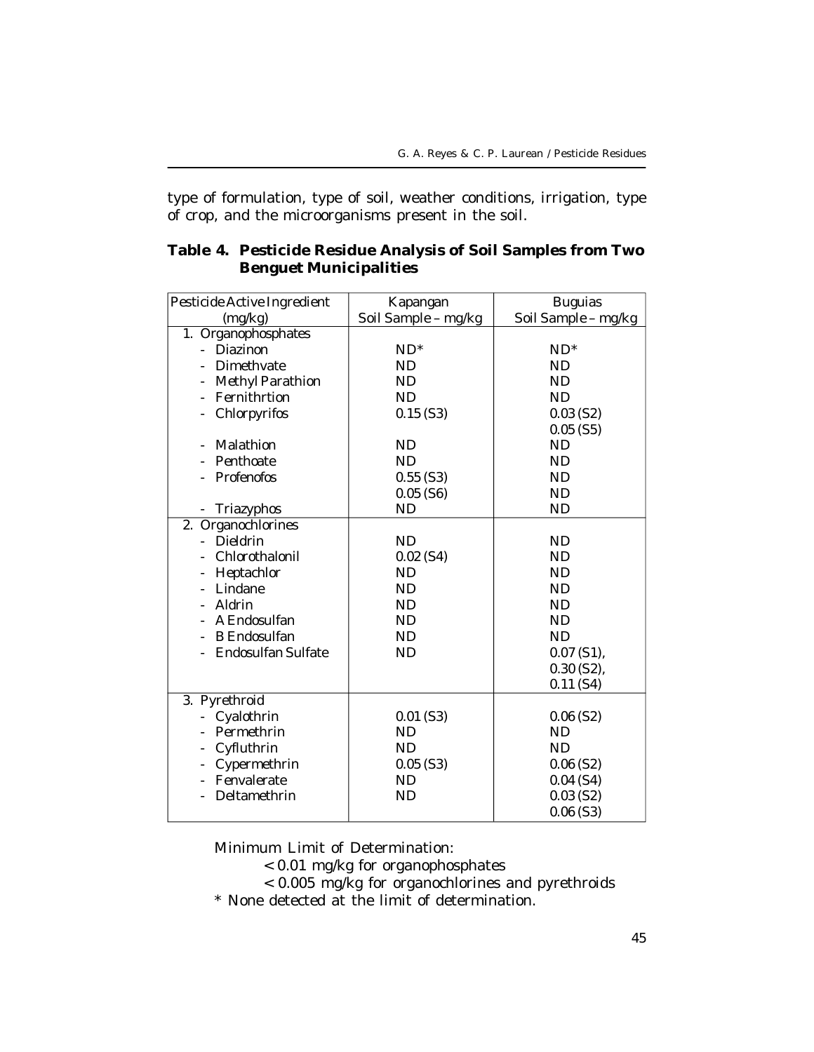type of formulation, type of soil, weather conditions, irrigation, type of crop, and the microorganisms present in the soil.

**Table 4. Pesticide Residue Analysis of Soil Samples from Two Benguet Municipalities**

| Pesticide Active Ingredient (mg/kg) | Kapangan Soil Sample – mg/kg | Buguias Soil Sample – mg/kg |
|---|---|---|
| 1. Organophosphates | | |
| - Diazinon | ND* | ND* |
| - Dimethvate | ND | ND |
| - Methyl Parathion | ND | ND |
| - Fernithrtion | ND | ND |
| - Chlorpyrifos | 0.15 (S3) | 0.03 (S2)<br>0.05 (S5) |
| - Malathion | ND | ND |
| - Penthoate | ND | ND |
| - Profenofos | 0.55 (S3)<br>0.05 (S6) | ND<br>ND |
| - Triazyphos | ND | ND |
| 2. Organochlorines | | |
| - Dieldrin | ND | ND |
| - Chlorothalonil | 0.02 (S4) | ND |
| - Heptachlor | ND | ND |
| - Lindane | ND | ND |
| - Aldrin | ND | ND |
| - A Endosulfan | ND | ND |
| - B Endosulfan | ND | ND |
| - Endosulfan Sulfate | ND | 0.07 (S1),<br>0.30 (S2),<br>0.11 (S4) |
| 3. Pyrethroid | | |
| - Cyalothrin | 0.01 (S3) | 0.06 (S2) |
| - Permethrin | ND | ND |
| - Cyfluthrin | ND | ND |
| - Cypermethrin | 0.05 (S3) | 0.06 (S2) |
| - Fenvalerate | ND | 0.04 (S4) |
| - Deltamethrin | ND | 0.03 (S2)<br>0.06 (S3) |

Minimum Limit of Determination:

< 0.01 mg/kg for organophosphates

< 0.005 mg/kg for organochlorines and pyrethroids

\* None detected at the limit of determination.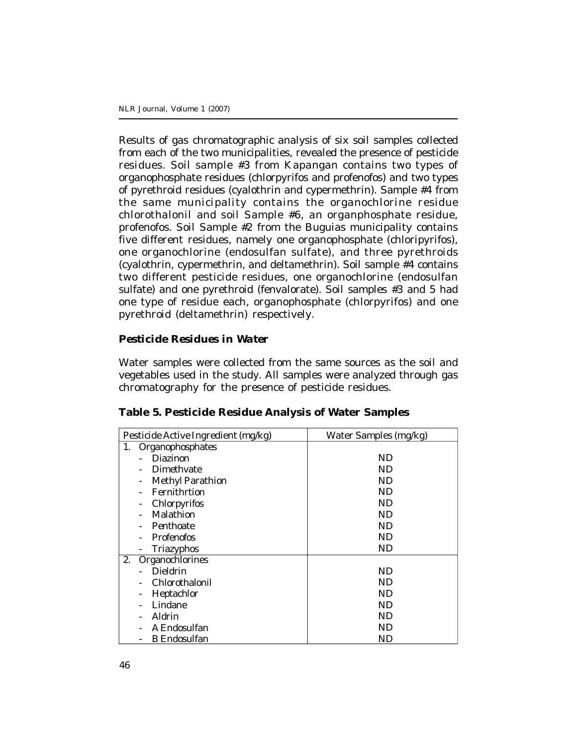Results of gas chromatographic analysis of six soil samples collected from each of the two municipalities, revealed the presence of pesticide residues. Soil sample #3 from Kapangan contains two types of organophosphate residues (chlorpyrifos and profenofos) and two types of pyrethroid residues (cyalothrin and cypermethrin). Sample #4 from the same municipality contains the organochlorine residue chlorothalonil and soil Sample #6, an organphosphate residue, profenofos. Soil Sample #2 from the Buguias municipality contains five different residues, namely one organophosphate (chloripyrifos), one organochlorine (endosulfan sulfate), and three pyrethroids (cyalothrin, cypermethrin, and deltamethrin). Soil sample #4 contains two different pesticide residues, one organochlorine (endosulfan sulfate) and one pyrethroid (fenvalorate). Soil samples #3 and 5 had one type of residue each, organophosphate (chlorpyrifos) and one pyrethroid (deltamethrin) respectively.

### Pesticide Residues in Water

Water samples were collected from the same sources as the soil and vegetables used in the study. All samples were analyzed through gas chromatography for the presence of pesticide residues.

**Table 5. Pesticide Residue Analysis of Water Samples**

| Pesticide Active Ingredient (mg/kg) | Water Samples (mg/kg) |
|---|---|
| 1. Organophosphates | |
| - Diazinon | ND |
| - Dimethvate | ND |
| - Methyl Parathion | ND |
| - Fernithrtion | ND |
| - Chlorpyrifos | ND |
| - Malathion | ND |
| - Penthoate | ND |
| - Profenofos | ND |
| - Triazyphos | ND |
| 2. Organochlorines | |
| - Dieldrin | ND |
| - Chlorothalonil | ND |
| - Heptachlor | ND |
| - Lindane | ND |
| - Aldrin | ND |
| - A Endosulfan | ND |
| - B Endosulfan | ND |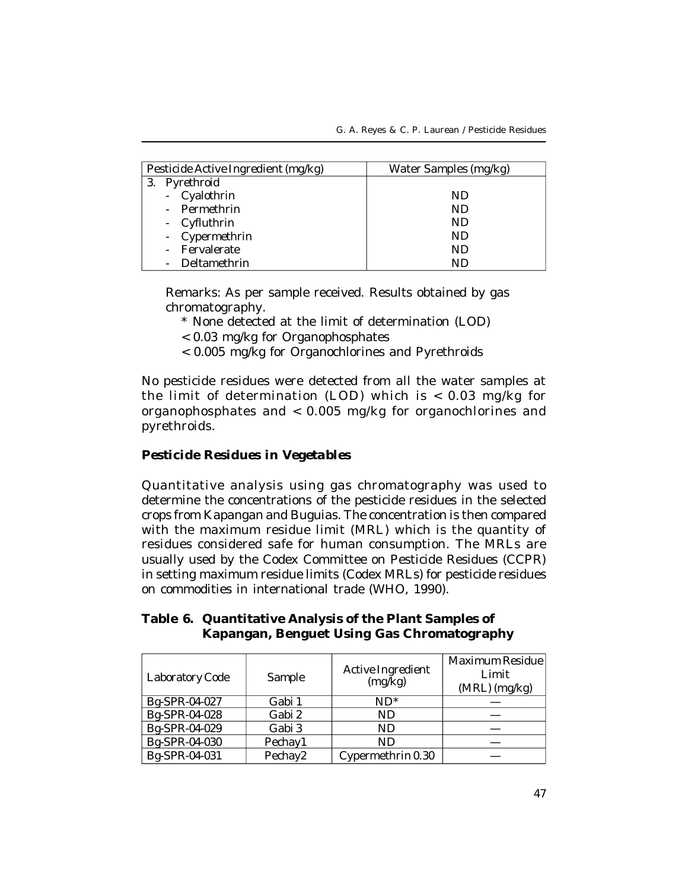| Pesticide Active Ingredient (mg/kg) | Water Samples (mg/kg) |
|---|---|
| 3. Pyrethroid | |
| - Cyalothrin | ND |
| - Permethrin | ND |
| - Cyfluthrin | ND |
| - Cypermethrin | ND |
| - Fervalerate | ND |
| - Deltamethrin | ND |

Remarks: As per sample received. Results obtained by gas chromatography.

* None detected at the limit of determination (LOD)

< 0.03 mg/kg for Organophosphates

< 0.005 mg/kg for Organochlorines and Pyrethroids

No pesticide residues were detected from all the water samples at the limit of determination (LOD) which is < 0.03 mg/kg for organophosphates and < 0.005 mg/kg for organochlorines and pyrethroids.

### Pesticide Residues in Vegetables

Quantitative analysis using gas chromatography was used to determine the concentrations of the pesticide residues in the selected crops from Kapangan and Buguias. The concentration is then compared with the maximum residue limit (MRL) which is the quantity of residues considered safe for human consumption. The MRLs are usually used by the Codex Committee on Pesticide Residues (CCPR) in setting maximum residue limits (Codex MRLs) for pesticide residues on commodities in international trade (WHO, 1990).

**Table 6. Quantitative Analysis of the Plant Samples of Kapangan, Benguet Using Gas Chromatography**

| Laboratory Code | Sample | Active Ingredient (mg/kg) | Maximum Residue Limit (MRL) (mg/kg) |
|---|---|---|---|
| Bg-SPR-04-027 | Gabi 1 | ND* | — |
| Bg-SPR-04-028 | Gabi 2 | ND | — |
| Bg-SPR-04-029 | Gabi 3 | ND | — |
| Bg-SPR-04-030 | Pechay1 | ND | — |
| Bg-SPR-04-031 | Pechay2 | Cypermethrin 0.30 | — |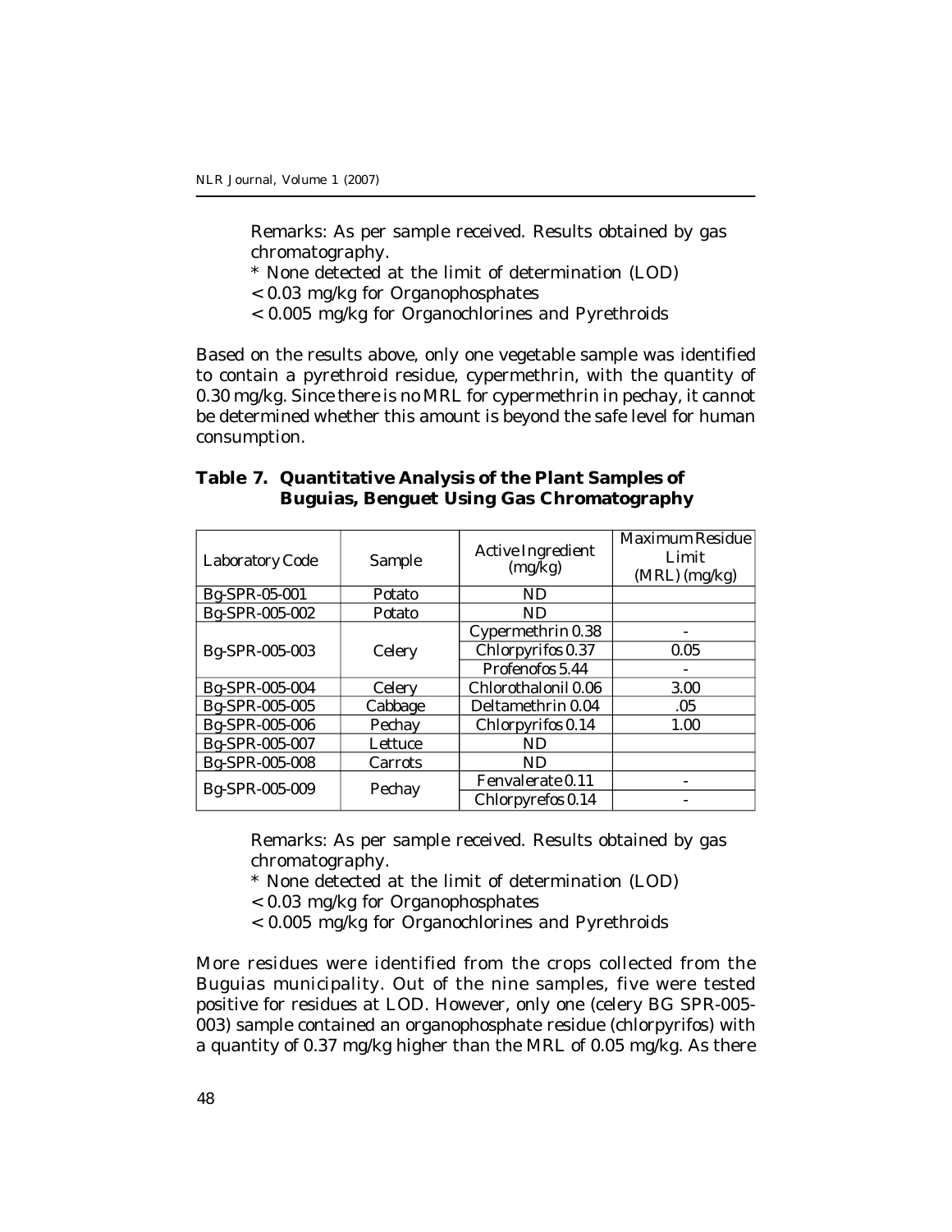Remarks: As per sample received. Results obtained by gas chromatography.

* None detected at the limit of determination (LOD)

< 0.03 mg/kg for Organophosphates

< 0.005 mg/kg for Organochlorines and Pyrethroids

Based on the results above, only one vegetable sample was identified to contain a pyrethroid residue, cypermethrin, with the quantity of 0.30 mg/kg. Since there is no MRL for cypermethrin in pechay, it cannot be determined whether this amount is beyond the safe level for human consumption.

**Table 7. Quantitative Analysis of the Plant Samples of Buguias, Benguet Using Gas Chromatography**

| Laboratory Code | Sample | Active Ingredient (mg/kg) | Maximum Residue Limit (MRL) (mg/kg) |
|---|---|---|---|
| Bg-SPR-05-001 | Potato | ND | |
| Bg-SPR-005-002 | Potato | ND | |
| Bg-SPR-005-003 | Celery | Cypermethrin 0.38 | - |
| | | Chlorpyrifos 0.37 | 0.05 |
| | | Profenofos 5.44 | - |
| Bg-SPR-005-004 | Celery | Chlorothalonil 0.06 | 3.00 |
| Bg-SPR-005-005 | Cabbage | Deltamethrin 0.04 | .05 |
| Bg-SPR-005-006 | Pechay | Chlorpyrifos 0.14 | 1.00 |
| Bg-SPR-005-007 | Lettuce | ND | |
| Bg-SPR-005-008 | Carrots | ND | |
| Bg-SPR-005-009 | Pechay | Fenvalerate 0.11 | - |
| | | Chlorpyrefos 0.14 | - |

Remarks: As per sample received. Results obtained by gas chromatography.

* None detected at the limit of determination (LOD)

< 0.03 mg/kg for Organophosphates

< 0.005 mg/kg for Organochlorines and Pyrethroids

More residues were identified from the crops collected from the Buguias municipality. Out of the nine samples, five were tested positive for residues at LOD. However, only one (celery BG SPR-005-003) sample contained an organophosphate residue (chlorpyrifos) with a quantity of 0.37 mg/kg higher than the MRL of 0.05 mg/kg. As there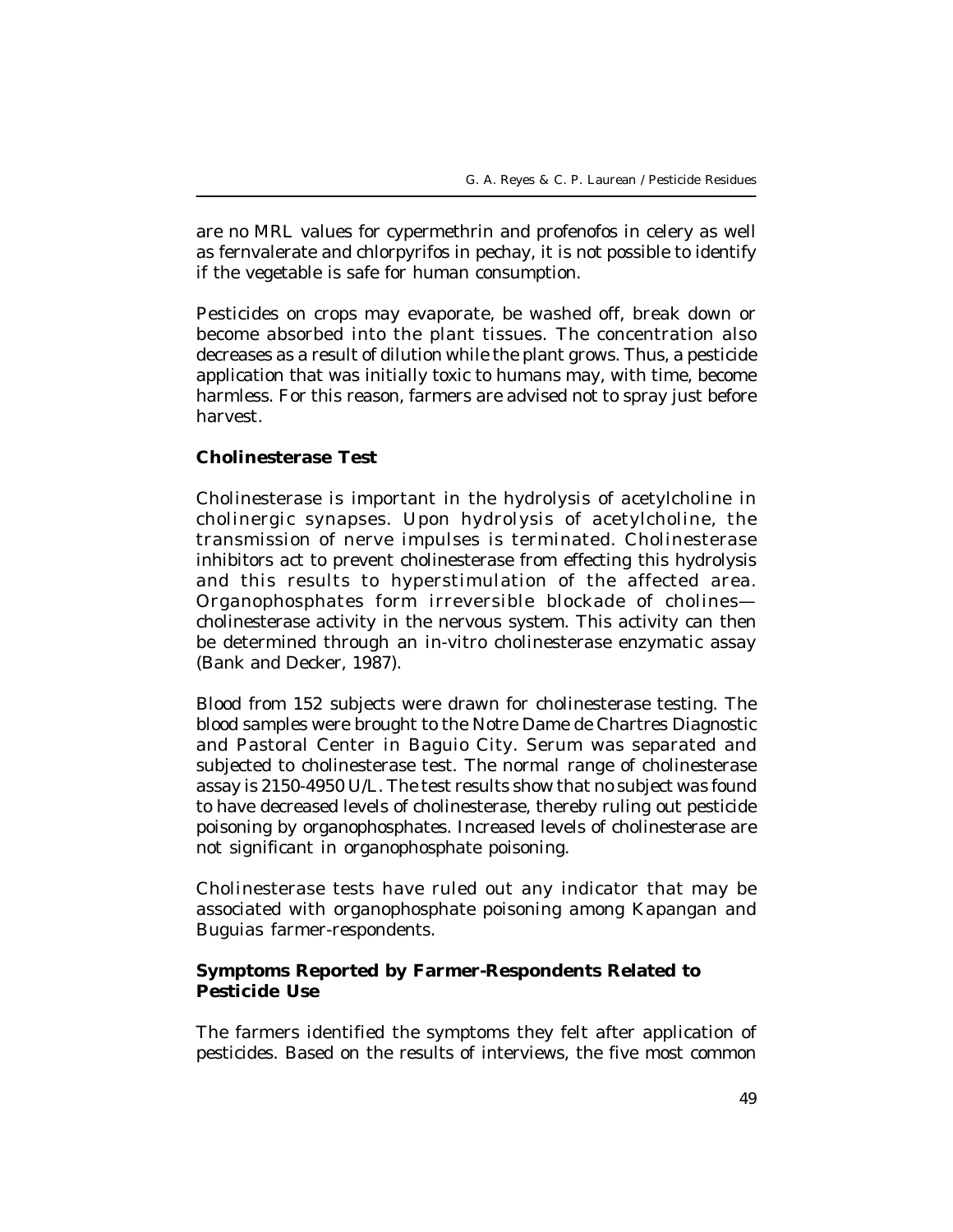are no MRL values for cypermethrin and profenofos in celery as well as fernvalerate and chlorpyrifos in pechay, it is not possible to identify if the vegetable is safe for human consumption.

Pesticides on crops may evaporate, be washed off, break down or become absorbed into the plant tissues. The concentration also decreases as a result of dilution while the plant grows. Thus, a pesticide application that was initially toxic to humans may, with time, become harmless. For this reason, farmers are advised not to spray just before harvest.

### Cholinesterase Test

Cholinesterase is important in the hydrolysis of acetylcholine in cholinergic synapses. Upon hydrolysis of acetylcholine, the transmission of nerve impulses is terminated. Cholinesterase inhibitors act to prevent cholinesterase from effecting this hydrolysis and this results to hyperstimulation of the affected area. Organophosphates form irreversible blockade of cholines—cholinesterase activity in the nervous system. This activity can then be determined through an in-vitro cholinesterase enzymatic assay (Bank and Decker, 1987).

Blood from 152 subjects were drawn for cholinesterase testing. The blood samples were brought to the Notre Dame de Chartres Diagnostic and Pastoral Center in Baguio City. Serum was separated and subjected to cholinesterase test. The normal range of cholinesterase assay is 2150-4950 U/L. The test results show that no subject was found to have decreased levels of cholinesterase, thereby ruling out pesticide poisoning by organophosphates. Increased levels of cholinesterase are not significant in organophosphate poisoning.

Cholinesterase tests have ruled out any indicator that may be associated with organophosphate poisoning among Kapangan and Buguias farmer-respondents.

### Symptoms Reported by Farmer-Respondents Related to Pesticide Use

The farmers identified the symptoms they felt after application of pesticides. Based on the results of interviews, the five most common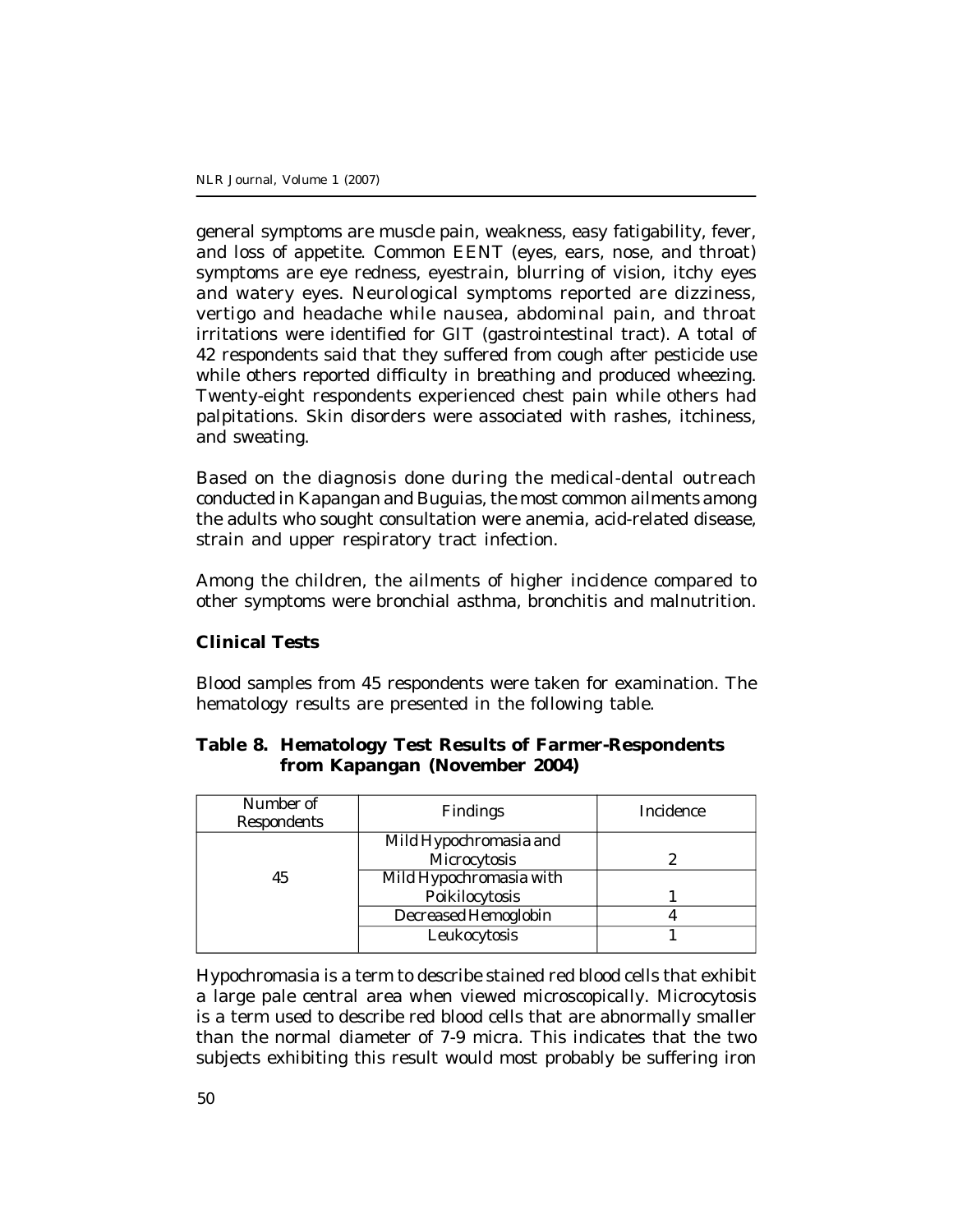general symptoms are muscle pain, weakness, easy fatigability, fever, and loss of appetite. Common EENT (eyes, ears, nose, and throat) symptoms are eye redness, eyestrain, blurring of vision, itchy eyes and watery eyes. Neurological symptoms reported are dizziness, vertigo and headache while nausea, abdominal pain, and throat irritations were identified for GIT (gastrointestinal tract). A total of 42 respondents said that they suffered from cough after pesticide use while others reported difficulty in breathing and produced wheezing. Twenty-eight respondents experienced chest pain while others had palpitations. Skin disorders were associated with rashes, itchiness, and sweating.

Based on the diagnosis done during the medical-dental outreach conducted in Kapangan and Buguias, the most common ailments among the adults who sought consultation were anemia, acid-related disease, strain and upper respiratory tract infection.

Among the children, the ailments of higher incidence compared to other symptoms were bronchial asthma, bronchitis and malnutrition.

### Clinical Tests

Blood samples from 45 respondents were taken for examination. The hematology results are presented in the following table.

**Table 8. Hematology Test Results of Farmer-Respondents from Kapangan (November 2004)**

| Number of Respondents | Findings | Incidence |
|---|---|---|
| 45 | Mild Hypochromasia and Microcytosis | 2 |
| | Mild Hypochromasia with Poikilocytosis | 1 |
| | Decreased Hemoglobin | 4 |
| | Leukocytosis | 1 |

Hypochromasia is a term to describe stained red blood cells that exhibit a large pale central area when viewed microscopically. Microcytosis is a term used to describe red blood cells that are abnormally smaller than the normal diameter of 7-9 micra. This indicates that the two subjects exhibiting this result would most probably be suffering iron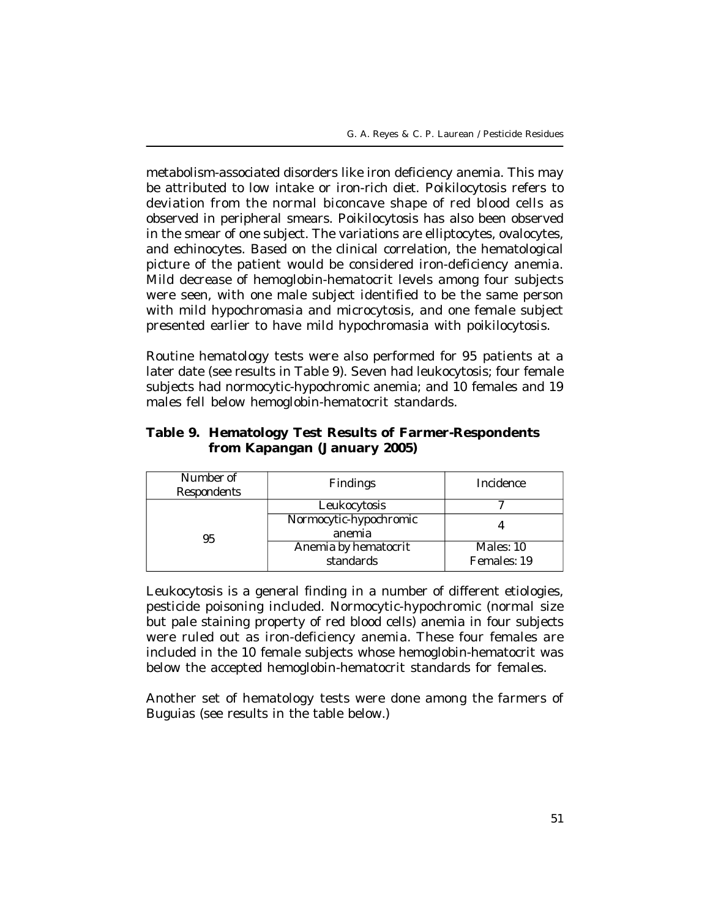metabolism-associated disorders like iron deficiency anemia. This may be attributed to low intake or iron-rich diet. Poikilocytosis refers to deviation from the normal biconcave shape of red blood cells as observed in peripheral smears. Poikilocytosis has also been observed in the smear of one subject. The variations are elliptocytes, ovalocytes, and echinocytes. Based on the clinical correlation, the hematological picture of the patient would be considered iron-deficiency anemia. Mild decrease of hemoglobin-hematocrit levels among four subjects were seen, with one male subject identified to be the same person with mild hypochromasia and microcytosis, and one female subject presented earlier to have mild hypochromasia with poikilocytosis.

Routine hematology tests were also performed for 95 patients at a later date (see results in Table 9). Seven had leukocytosis; four female subjects had normocytic-hypochromic anemia; and 10 females and 19 males fell below hemoglobin-hematocrit standards.

**Table 9. Hematology Test Results of Farmer-Respondents from Kapangan (January 2005)**

| Number of Respondents | Findings | Incidence |
|---|---|---|
| 95 | Leukocytosis | 7 |
| | Normocytic-hypochromic anemia | 4 |
| | Anemia by hematocrit standards | Males: 10<br>Females: 19 |

Leukocytosis is a general finding in a number of different etiologies, pesticide poisoning included. Normocytic-hypochromic (normal size but pale staining property of red blood cells) anemia in four subjects were ruled out as iron-deficiency anemia. These four females are included in the 10 female subjects whose hemoglobin-hematocrit was below the accepted hemoglobin-hematocrit standards for females.

Another set of hematology tests were done among the farmers of Buguias (see results in the table below.)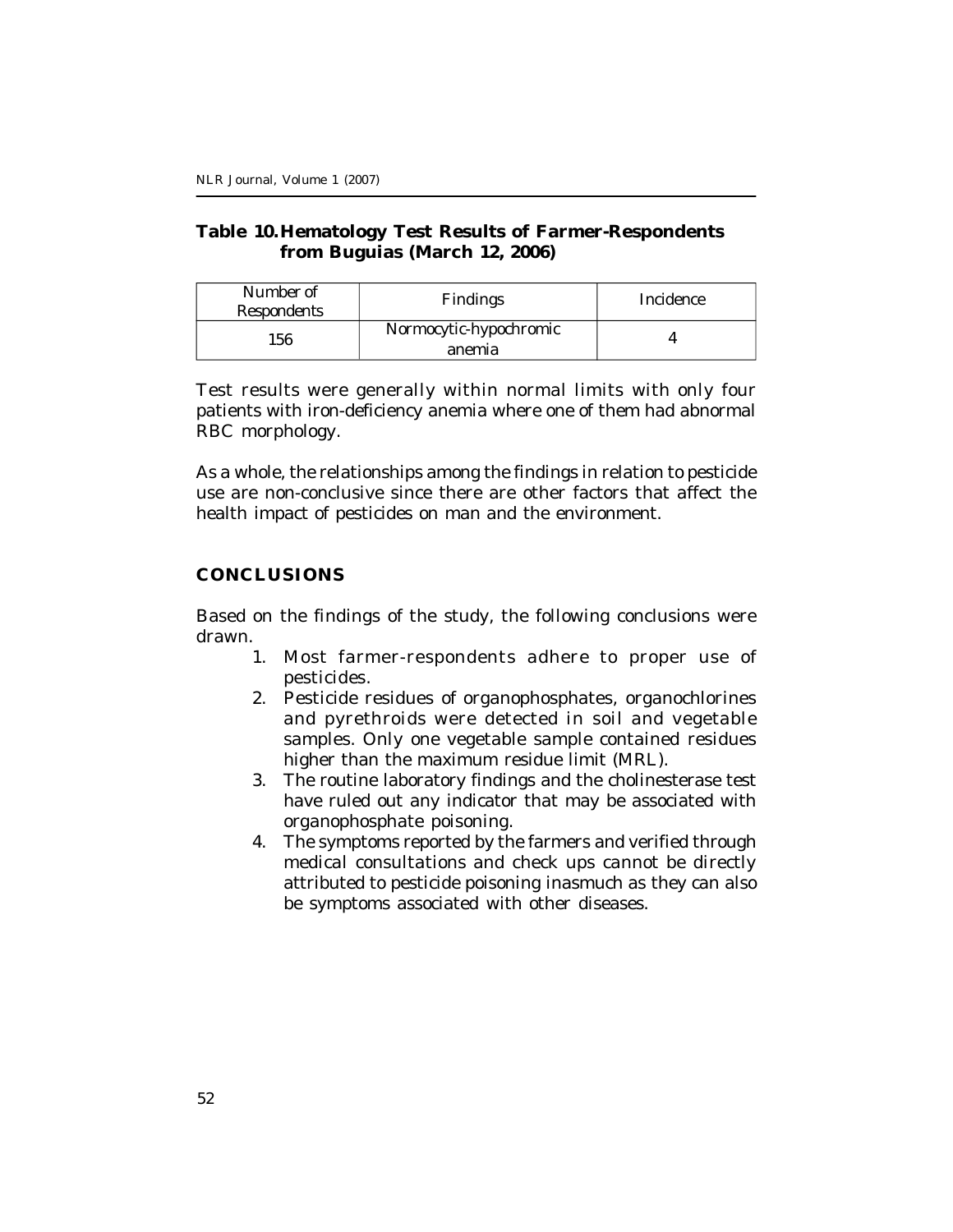**Table 10. Hematology Test Results of Farmer-Respondents from Buguias (March 12, 2006)**

| Number of Respondents | Findings | Incidence |
|---|---|---|
| 156 | Normocytic-hypochromic anemia | 4 |

Test results were generally within normal limits with only four patients with iron-deficiency anemia where one of them had abnormal RBC morphology.

As a whole, the relationships among the findings in relation to pesticide use are non-conclusive since there are other factors that affect the health impact of pesticides on man and the environment.

## CONCLUSIONS

Based on the findings of the study, the following conclusions were drawn.

1. Most farmer-respondents adhere to proper use of pesticides.
2. Pesticide residues of organophosphates, organochlorines and pyrethroids were detected in soil and vegetable samples. Only one vegetable sample contained residues higher than the maximum residue limit (MRL).
3. The routine laboratory findings and the cholinesterase test have ruled out any indicator that may be associated with organophosphate poisoning.
4. The symptoms reported by the farmers and verified through medical consultations and check ups cannot be directly attributed to pesticide poisoning inasmuch as they can also be symptoms associated with other diseases.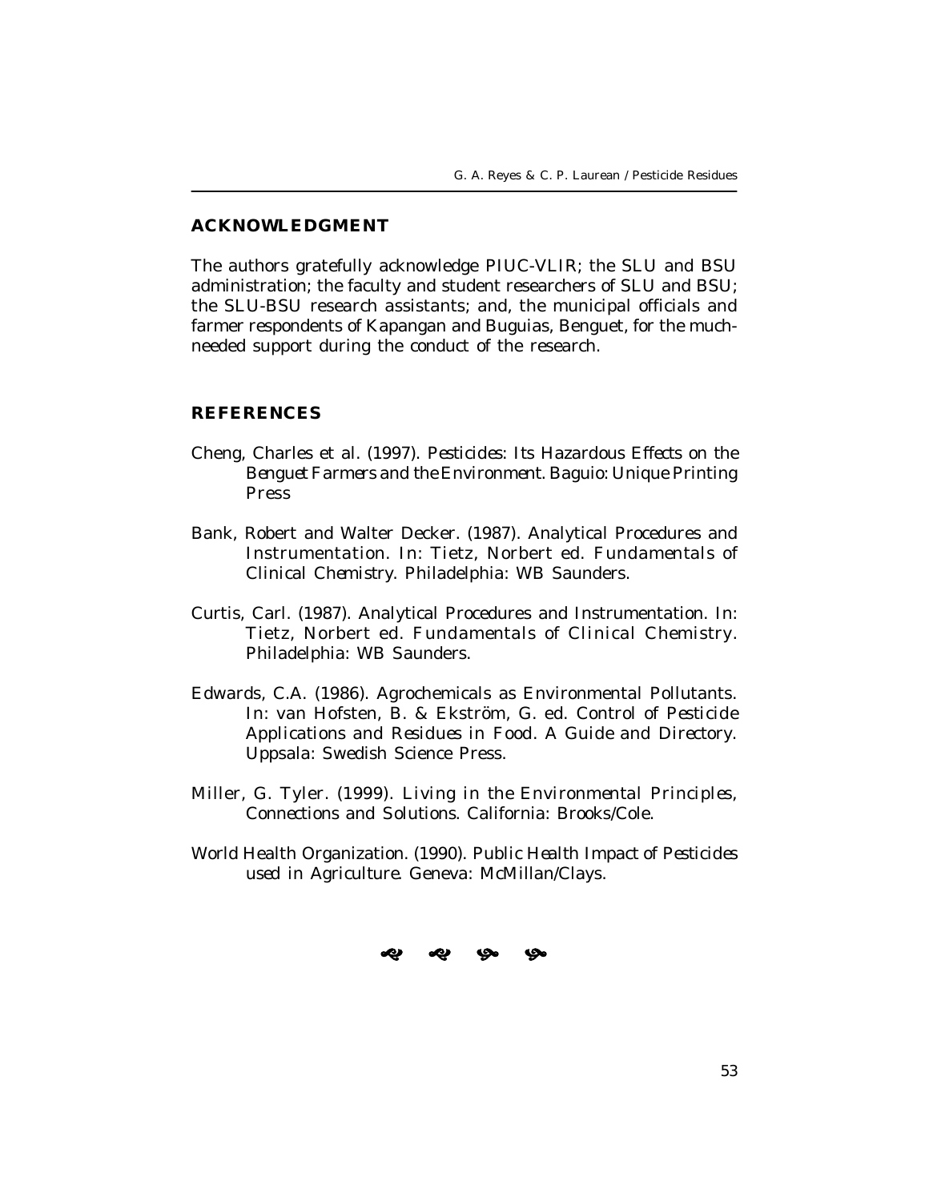## ACKNOWLEDGMENT

The authors gratefully acknowledge PIUC-VLIR; the SLU and BSU administration; the faculty and student researchers of SLU and BSU; the SLU-BSU research assistants; and, the municipal officials and farmer respondents of Kapangan and Buguias, Benguet, for the much-needed support during the conduct of the research.

## REFERENCES

Cheng, Charles et al. (1997). *Pesticides: Its Hazardous Effects on the Benguet Farmers and the Environment.* Baguio: Unique Printing Press

Bank, Robert and Walter Decker. (1987). Analytical Procedures and Instrumentation. In: Tietz, Norbert ed. *Fundamentals of Clinical Chemistry.* Philadelphia: WB Saunders.

Curtis, Carl. (1987). Analytical Procedures and Instrumentation. In: Tietz, Norbert ed. *Fundamentals of Clinical Chemistry.* Philadelphia: WB Saunders.

Edwards, C.A. (1986). Agrochemicals as Environmental Pollutants. In: van Hofsten, B. & Ekström, G. ed. *Control of Pesticide Applications and Residues in Food. A Guide and Directory.* Uppsala: Swedish Science Press.

Miller, G. Tyler. (1999). *Living in the Environmental Principles, Connections and Solutions.* California: Brooks/Cole.

World Health Organization. (1990). *Public Health Impact of Pesticides used in Agriculture.* Geneva: McMillan/Clays.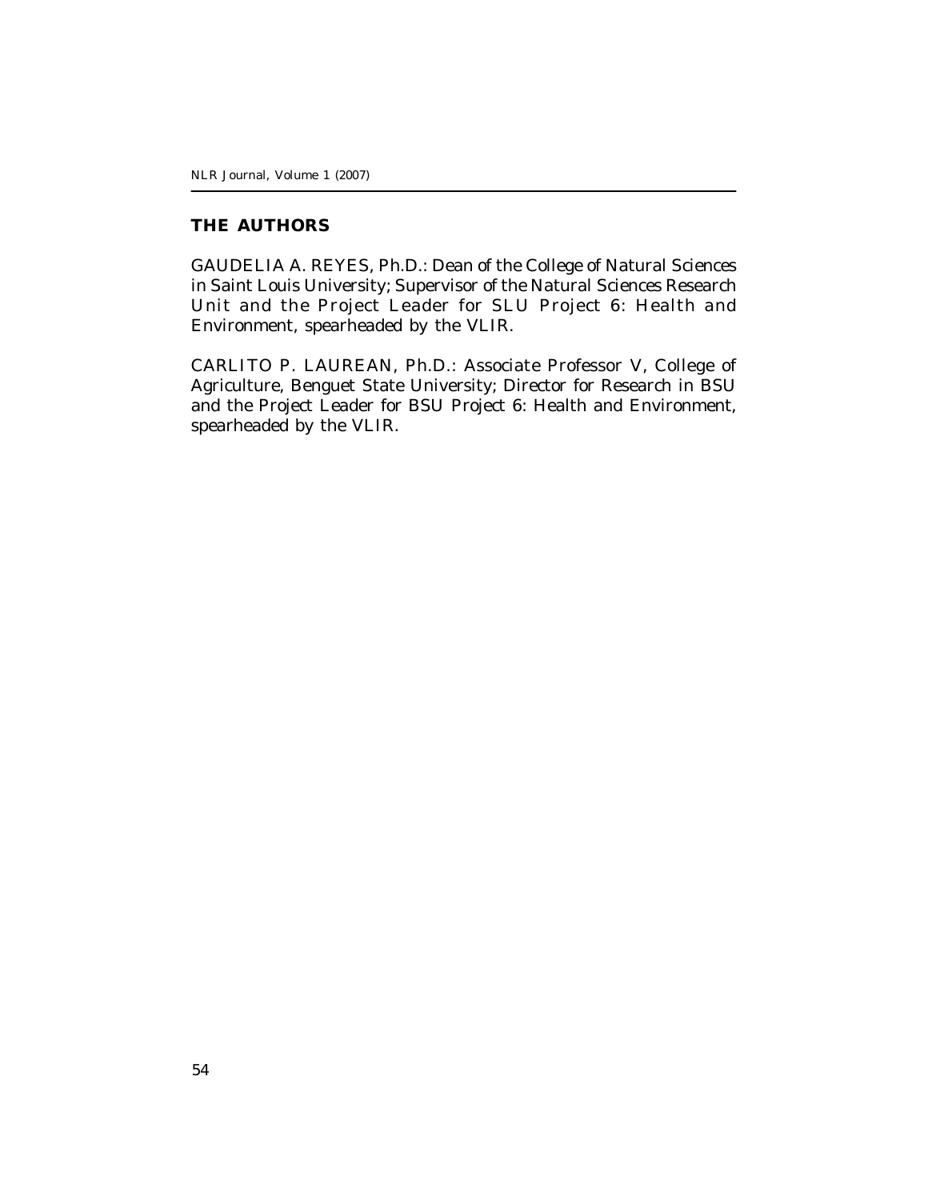## THE AUTHORS

GAUDELIA A. REYES, Ph.D.: Dean of the College of Natural Sciences in Saint Louis University; Supervisor of the Natural Sciences Research Unit and the Project Leader for SLU Project 6: Health and Environment, spearheaded by the VLIR.

CARLITO P. LAUREAN, Ph.D.: Associate Professor V, College of Agriculture, Benguet State University; Director for Research in BSU and the Project Leader for BSU Project 6: Health and Environment, spearheaded by the VLIR.